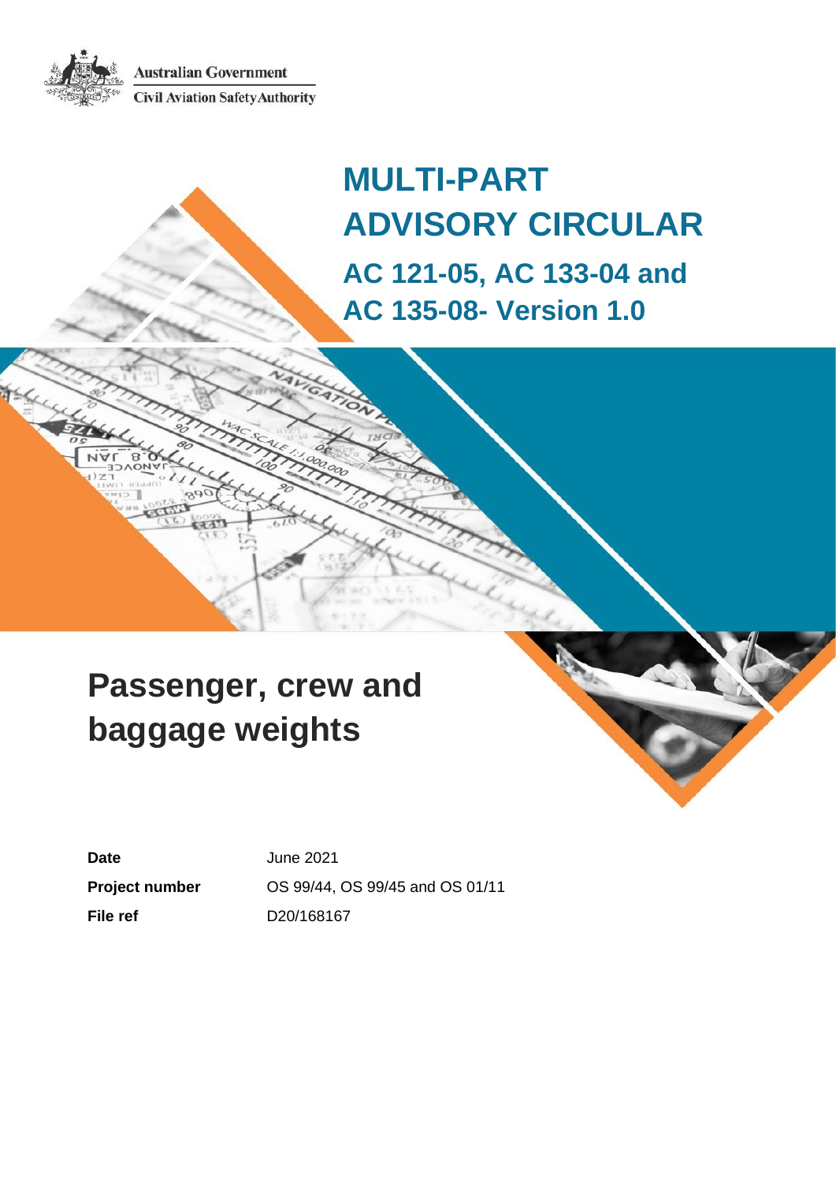Australian Government

Civil Aviation Safety Authority

# MULTI-PART ADVISORY CIRCULAR

## AC 121-05, AC 133-04 and AC 135-08- Version 1.0

# Passenger, crew and baggage weights

| | |
|---|---|
| **Date** | June 2021 |
| **Project number** | OS 99/44, OS 99/45 and OS 01/11 |
| **File ref** | D20/168167 |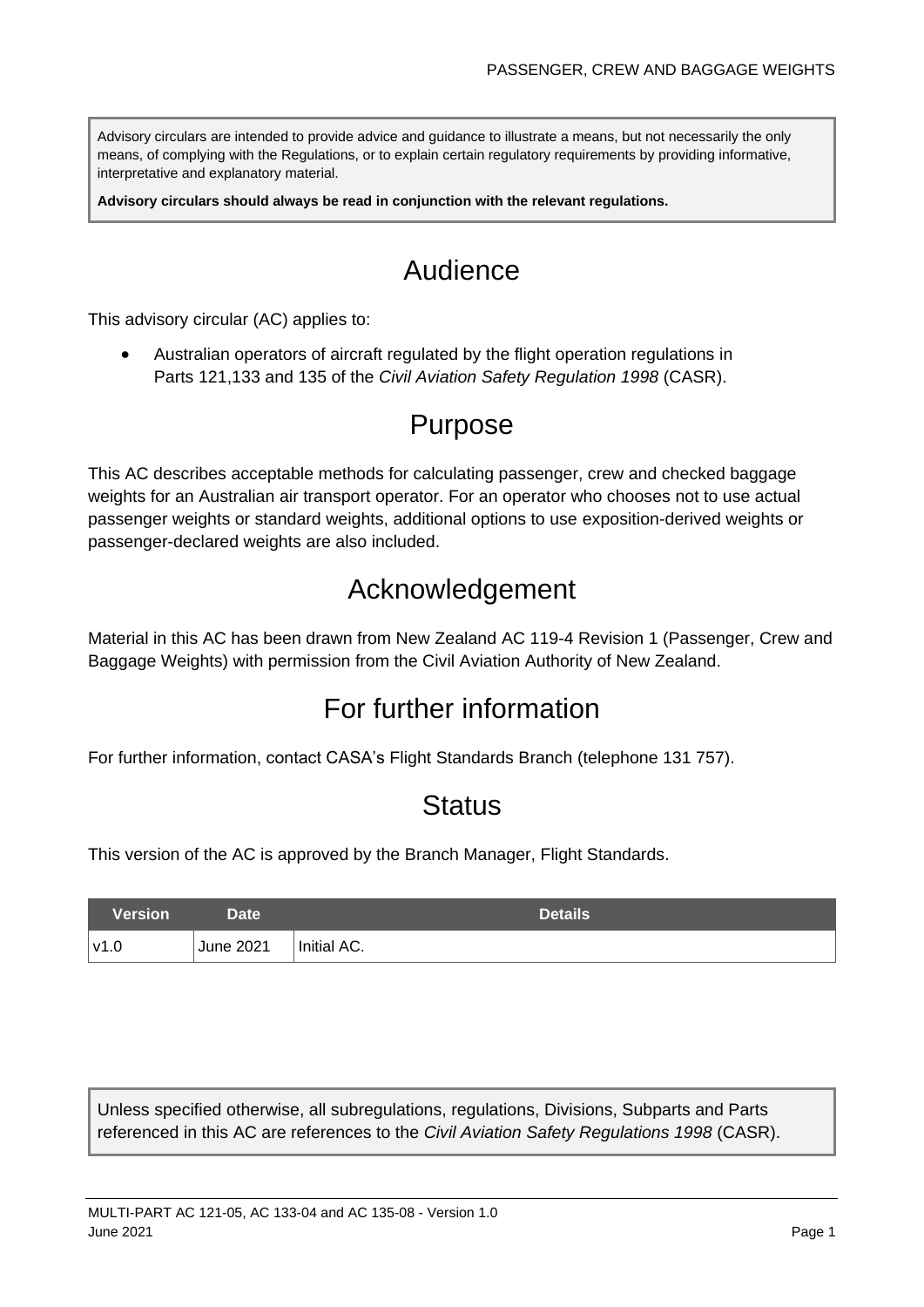Advisory circulars are intended to provide advice and guidance to illustrate a means, but not necessarily the only means, of complying with the Regulations, or to explain certain regulatory requirements by providing informative, interpretative and explanatory material.

**Advisory circulars should always be read in conjunction with the relevant regulations.**

# Audience

This advisory circular (AC) applies to:

- Australian operators of aircraft regulated by the flight operation regulations in Parts 121,133 and 135 of the *Civil Aviation Safety Regulation 1998* (CASR).

# Purpose

This AC describes acceptable methods for calculating passenger, crew and checked baggage weights for an Australian air transport operator. For an operator who chooses not to use actual passenger weights or standard weights, additional options to use exposition-derived weights or passenger-declared weights are also included.

# Acknowledgement

Material in this AC has been drawn from New Zealand AC 119-4 Revision 1 (Passenger, Crew and Baggage Weights) with permission from the Civil Aviation Authority of New Zealand.

# For further information

For further information, contact CASA's Flight Standards Branch (telephone 131 757).

# Status

This version of the AC is approved by the Branch Manager, Flight Standards.

| Version | Date | Details |
|---|---|---|
| v1.0 | June 2021 | Initial AC. |

Unless specified otherwise, all subregulations, regulations, Divisions, Subparts and Parts referenced in this AC are references to the *Civil Aviation Safety Regulations 1998* (CASR).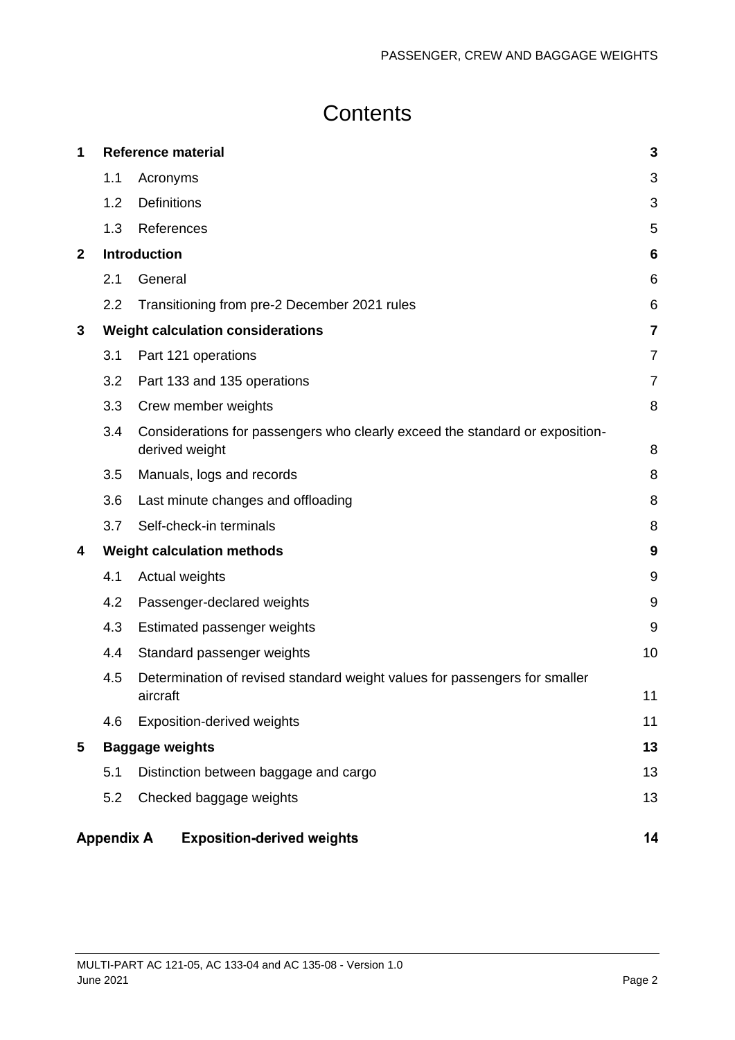# Contents

| | | | |
|---|---|---|---|
| **1** | **Reference material** | | **3** |
| | 1.1 | Acronyms | 3 |
| | 1.2 | Definitions | 3 |
| | 1.3 | References | 5 |
| **2** | **Introduction** | | **6** |
| | 2.1 | General | 6 |
| | 2.2 | Transitioning from pre-2 December 2021 rules | 6 |
| **3** | **Weight calculation considerations** | | **7** |
| | 3.1 | Part 121 operations | 7 |
| | 3.2 | Part 133 and 135 operations | 7 |
| | 3.3 | Crew member weights | 8 |
| | 3.4 | Considerations for passengers who clearly exceed the standard or exposition-derived weight | 8 |
| | 3.5 | Manuals, logs and records | 8 |
| | 3.6 | Last minute changes and offloading | 8 |
| | 3.7 | Self-check-in terminals | 8 |
| **4** | **Weight calculation methods** | | **9** |
| | 4.1 | Actual weights | 9 |
| | 4.2 | Passenger-declared weights | 9 |
| | 4.3 | Estimated passenger weights | 9 |
| | 4.4 | Standard passenger weights | 10 |
| | 4.5 | Determination of revised standard weight values for passengers for smaller aircraft | 11 |
| | 4.6 | Exposition-derived weights | 11 |
| **5** | **Baggage weights** | | **13** |
| | 5.1 | Distinction between baggage and cargo | 13 |
| | 5.2 | Checked baggage weights | 13 |
| **Appendix A** | **Exposition-derived weights** | | **14** |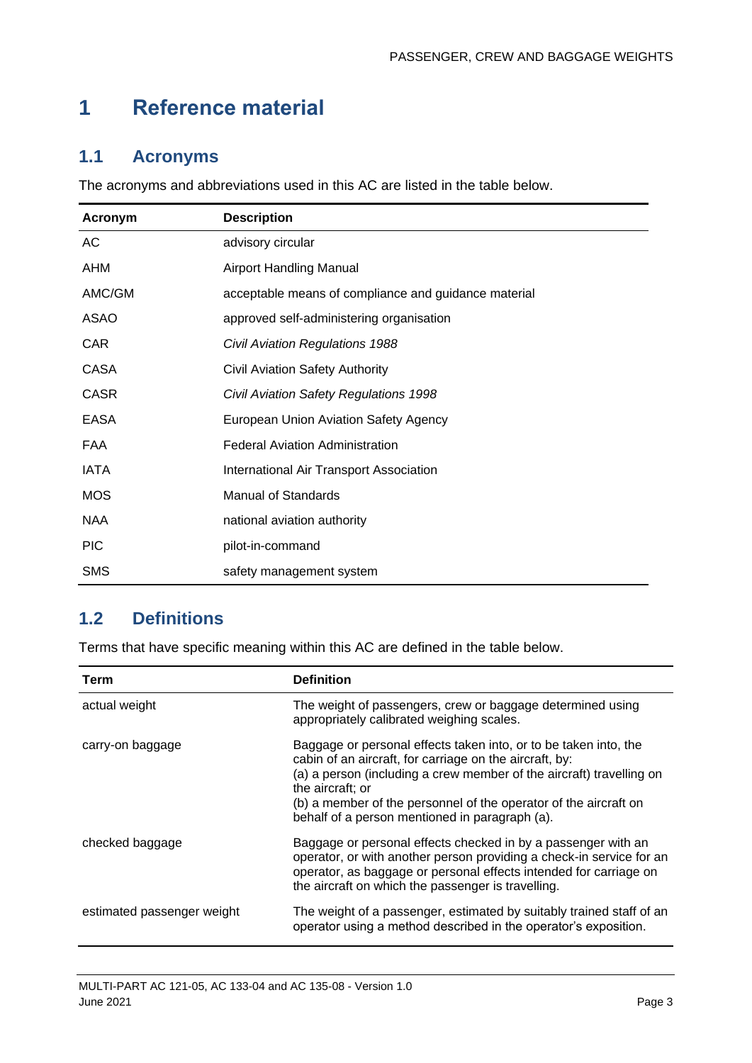# 1 Reference material

## 1.1 Acronyms

The acronyms and abbreviations used in this AC are listed in the table below.

| Acronym | Description |
|---|---|
| AC | advisory circular |
| AHM | Airport Handling Manual |
| AMC/GM | acceptable means of compliance and guidance material |
| ASAO | approved self-administering organisation |
| CAR | *Civil Aviation Regulations 1988* |
| CASA | Civil Aviation Safety Authority |
| CASR | *Civil Aviation Safety Regulations 1998* |
| EASA | European Union Aviation Safety Agency |
| FAA | Federal Aviation Administration |
| IATA | International Air Transport Association |
| MOS | Manual of Standards |
| NAA | national aviation authority |
| PIC | pilot-in-command |
| SMS | safety management system |

## 1.2 Definitions

Terms that have specific meaning within this AC are defined in the table below.

| Term | Definition |
|---|---|
| actual weight | The weight of passengers, crew or baggage determined using appropriately calibrated weighing scales. |
| carry-on baggage | Baggage or personal effects taken into, or to be taken into, the cabin of an aircraft, for carriage on the aircraft, by:<br>(a) a person (including a crew member of the aircraft) travelling on the aircraft; or<br>(b) a member of the personnel of the operator of the aircraft on behalf of a person mentioned in paragraph (a). |
| checked baggage | Baggage or personal effects checked in by a passenger with an operator, or with another person providing a check-in service for an operator, as baggage or personal effects intended for carriage on the aircraft on which the passenger is travelling. |
| estimated passenger weight | The weight of a passenger, estimated by suitably trained staff of an operator using a method described in the operator's exposition. |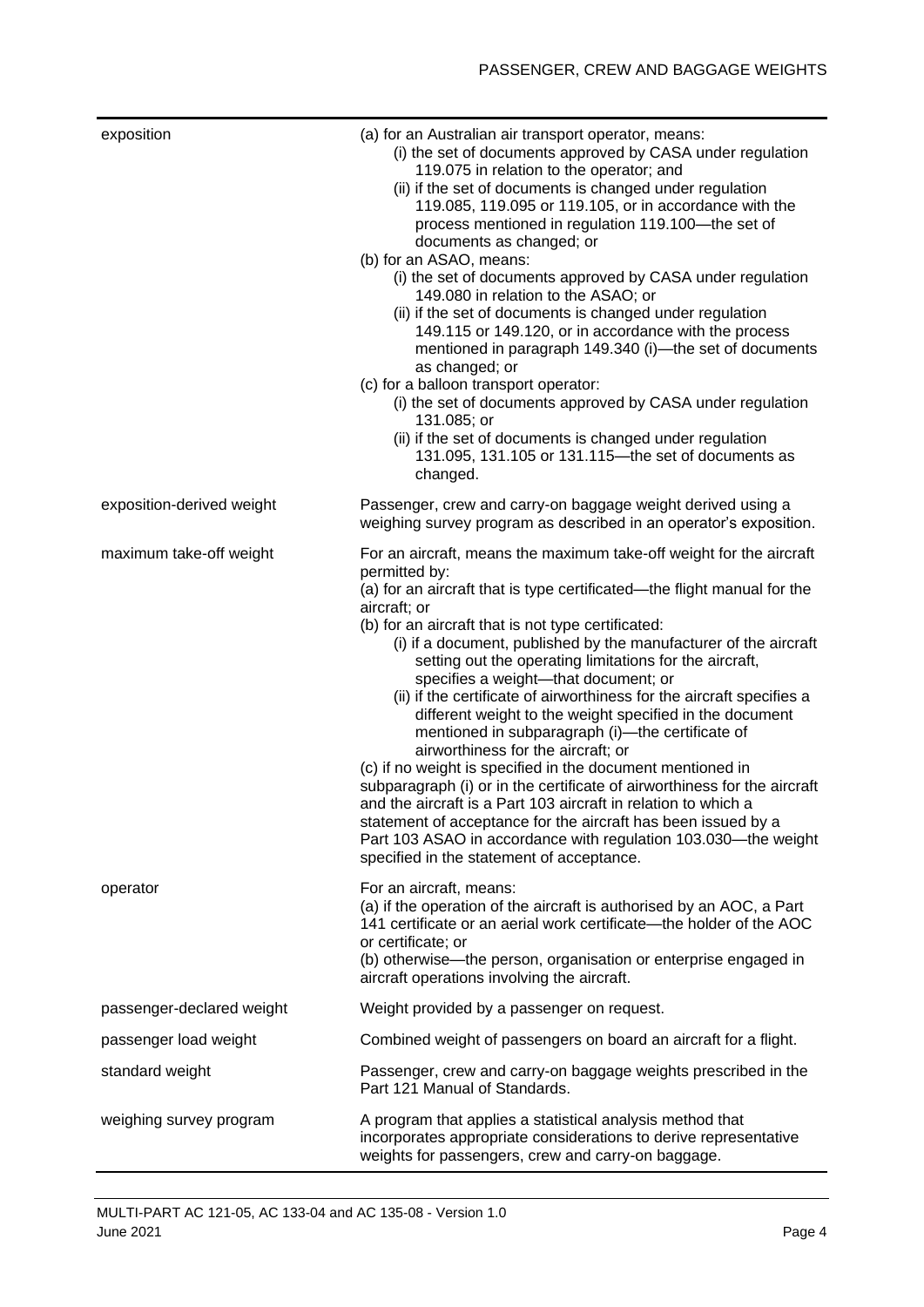| | |
|---|---|
| exposition | (a) for an Australian air transport operator, means:<br>(i) the set of documents approved by CASA under regulation 119.075 in relation to the operator; and<br>(ii) if the set of documents is changed under regulation 119.085, 119.095 or 119.105, or in accordance with the process mentioned in regulation 119.100—the set of documents as changed; or<br>(b) for an ASAO, means:<br>(i) the set of documents approved by CASA under regulation 149.080 in relation to the ASAO; or<br>(ii) if the set of documents is changed under regulation 149.115 or 149.120, or in accordance with the process mentioned in paragraph 149.340 (i)—the set of documents as changed; or<br>(c) for a balloon transport operator:<br>(i) the set of documents approved by CASA under regulation 131.085; or<br>(ii) if the set of documents is changed under regulation 131.095, 131.105 or 131.115—the set of documents as changed. |
| exposition-derived weight | Passenger, crew and carry-on baggage weight derived using a weighing survey program as described in an operator's exposition. |
| maximum take-off weight | For an aircraft, means the maximum take-off weight for the aircraft permitted by:<br>(a) for an aircraft that is type certificated—the flight manual for the aircraft; or<br>(b) for an aircraft that is not type certificated:<br>(i) if a document, published by the manufacturer of the aircraft setting out the operating limitations for the aircraft, specifies a weight—that document; or<br>(ii) if the certificate of airworthiness for the aircraft specifies a different weight to the weight specified in the document mentioned in subparagraph (i)—the certificate of airworthiness for the aircraft; or<br>(c) if no weight is specified in the document mentioned in subparagraph (i) or in the certificate of airworthiness for the aircraft and the aircraft is a Part 103 aircraft in relation to which a statement of acceptance for the aircraft has been issued by a Part 103 ASAO in accordance with regulation 103.030—the weight specified in the statement of acceptance. |
| operator | For an aircraft, means:<br>(a) if the operation of the aircraft is authorised by an AOC, a Part 141 certificate or an aerial work certificate—the holder of the AOC or certificate; or<br>(b) otherwise—the person, organisation or enterprise engaged in aircraft operations involving the aircraft. |
| passenger-declared weight | Weight provided by a passenger on request. |
| passenger load weight | Combined weight of passengers on board an aircraft for a flight. |
| standard weight | Passenger, crew and carry-on baggage weights prescribed in the Part 121 Manual of Standards. |
| weighing survey program | A program that applies a statistical analysis method that incorporates appropriate considerations to derive representative weights for passengers, crew and carry-on baggage. |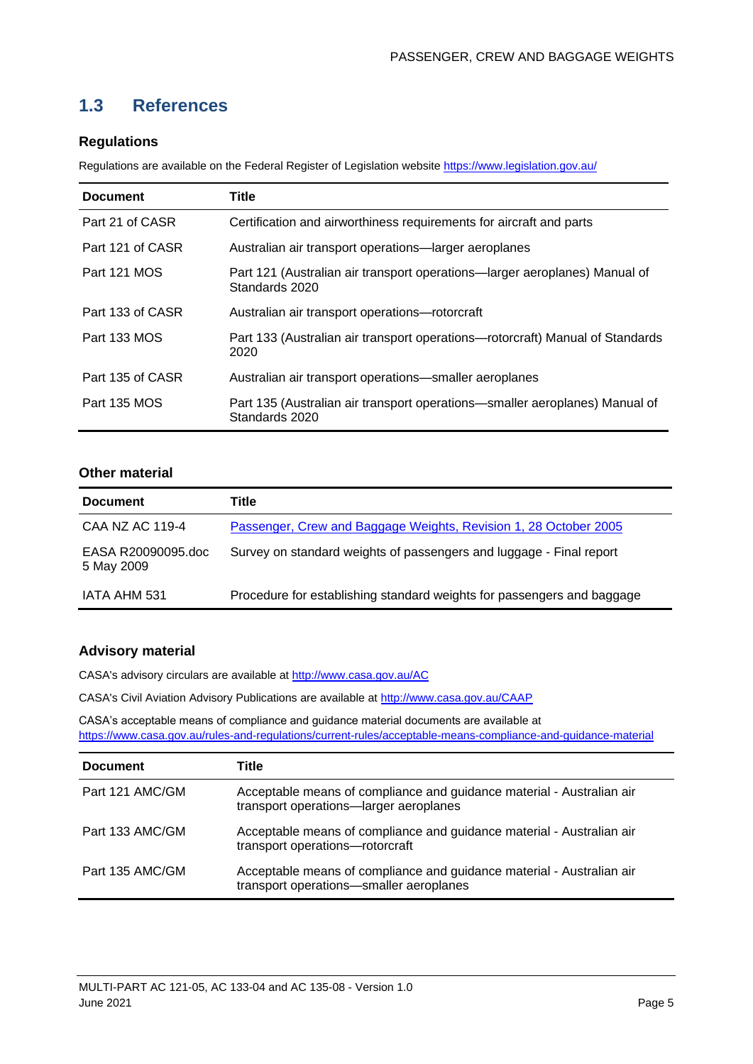## 1.3 References

### Regulations

Regulations are available on the Federal Register of Legislation website https://www.legislation.gov.au/

| Document | Title |
|---|---|
| Part 21 of CASR | Certification and airworthiness requirements for aircraft and parts |
| Part 121 of CASR | Australian air transport operations—larger aeroplanes |
| Part 121 MOS | Part 121 (Australian air transport operations—larger aeroplanes) Manual of Standards 2020 |
| Part 133 of CASR | Australian air transport operations—rotorcraft |
| Part 133 MOS | Part 133 (Australian air transport operations—rotorcraft) Manual of Standards 2020 |
| Part 135 of CASR | Australian air transport operations—smaller aeroplanes |
| Part 135 MOS | Part 135 (Australian air transport operations—smaller aeroplanes) Manual of Standards 2020 |

### Other material

| Document | Title |
|---|---|
| CAA NZ AC 119-4 | Passenger, Crew and Baggage Weights, Revision 1, 28 October 2005 |
| EASA R20090095.doc 5 May 2009 | Survey on standard weights of passengers and luggage - Final report |
| IATA AHM 531 | Procedure for establishing standard weights for passengers and baggage |

### Advisory material

CASA's advisory circulars are available at http://www.casa.gov.au/AC

CASA's Civil Aviation Advisory Publications are available at http://www.casa.gov.au/CAAP

CASA's acceptable means of compliance and guidance material documents are available at https://www.casa.gov.au/rules-and-regulations/current-rules/acceptable-means-compliance-and-guidance-material

| Document | Title |
|---|---|
| Part 121 AMC/GM | Acceptable means of compliance and guidance material - Australian air transport operations—larger aeroplanes |
| Part 133 AMC/GM | Acceptable means of compliance and guidance material - Australian air transport operations—rotorcraft |
| Part 135 AMC/GM | Acceptable means of compliance and guidance material - Australian air transport operations—smaller aeroplanes |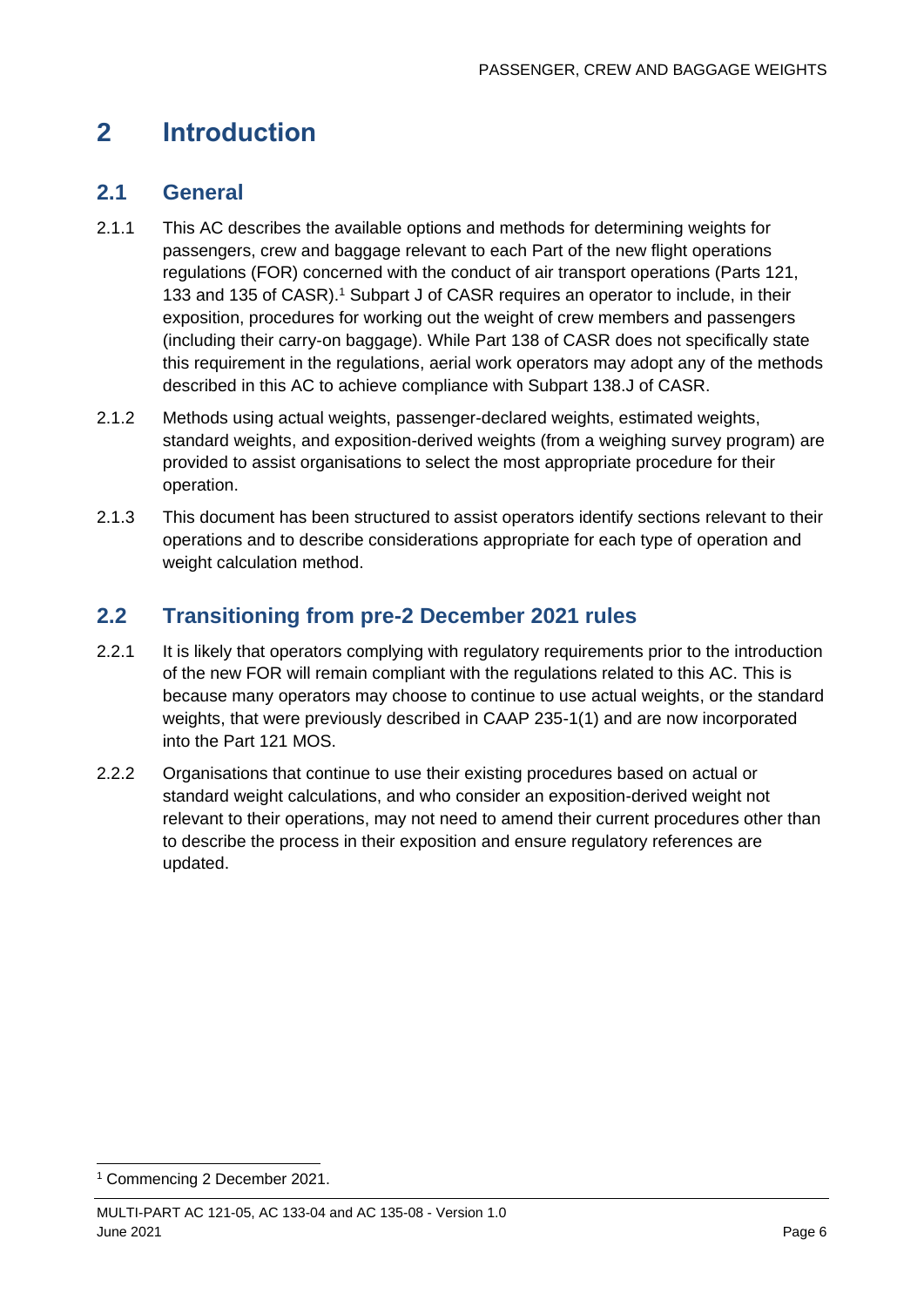# 2 Introduction

## 2.1 General

2.1.1 This AC describes the available options and methods for determining weights for passengers, crew and baggage relevant to each Part of the new flight operations regulations (FOR) concerned with the conduct of air transport operations (Parts 121, 133 and 135 of CASR).[1] Subpart J of CASR requires an operator to include, in their exposition, procedures for working out the weight of crew members and passengers (including their carry-on baggage). While Part 138 of CASR does not specifically state this requirement in the regulations, aerial work operators may adopt any of the methods described in this AC to achieve compliance with Subpart 138.J of CASR.

2.1.2 Methods using actual weights, passenger-declared weights, estimated weights, standard weights, and exposition-derived weights (from a weighing survey program) are provided to assist organisations to select the most appropriate procedure for their operation.

2.1.3 This document has been structured to assist operators identify sections relevant to their operations and to describe considerations appropriate for each type of operation and weight calculation method.

## 2.2 Transitioning from pre-2 December 2021 rules

2.2.1 It is likely that operators complying with regulatory requirements prior to the introduction of the new FOR will remain compliant with the regulations related to this AC. This is because many operators may choose to continue to use actual weights, or the standard weights, that were previously described in CAAP 235-1(1) and are now incorporated into the Part 121 MOS.

2.2.2 Organisations that continue to use their existing procedures based on actual or standard weight calculations, and who consider an exposition-derived weight not relevant to their operations, may not need to amend their current procedures other than to describe the process in their exposition and ensure regulatory references are updated.

[1] Commencing 2 December 2021.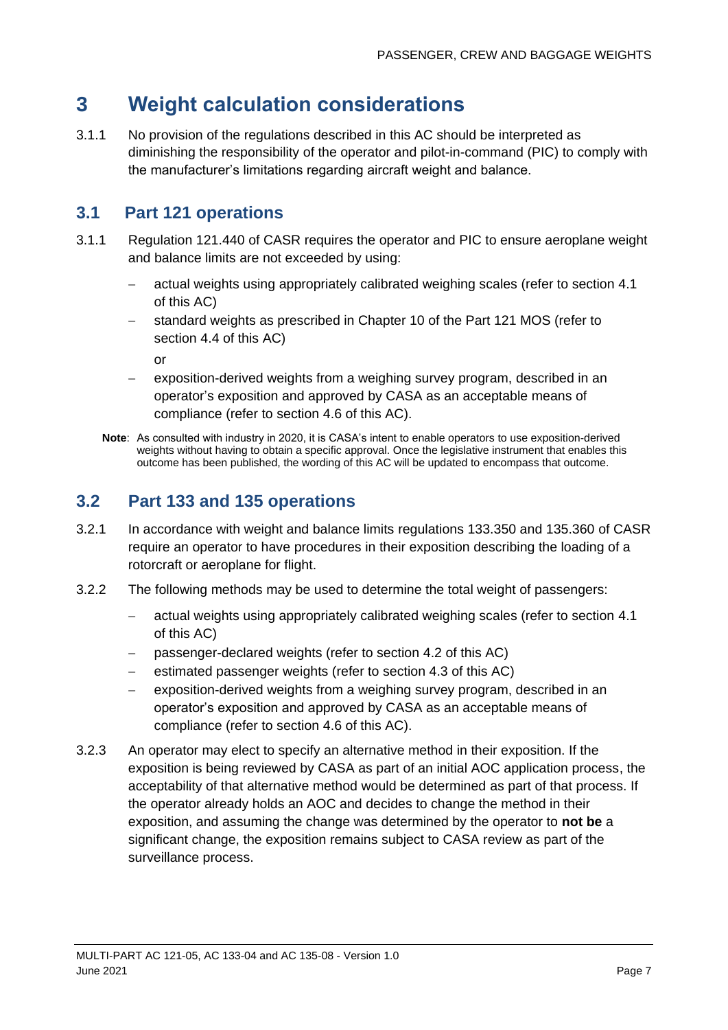# 3 Weight calculation considerations

3.1.1 No provision of the regulations described in this AC should be interpreted as diminishing the responsibility of the operator and pilot-in-command (PIC) to comply with the manufacturer's limitations regarding aircraft weight and balance.

## 3.1 Part 121 operations

3.1.1 Regulation 121.440 of CASR requires the operator and PIC to ensure aeroplane weight and balance limits are not exceeded by using:

- actual weights using appropriately calibrated weighing scales (refer to section 4.1 of this AC)
- standard weights as prescribed in Chapter 10 of the Part 121 MOS (refer to section 4.4 of this AC)

  or
- exposition-derived weights from a weighing survey program, described in an operator's exposition and approved by CASA as an acceptable means of compliance (refer to section 4.6 of this AC).

**Note**: As consulted with industry in 2020, it is CASA's intent to enable operators to use exposition-derived weights without having to obtain a specific approval. Once the legislative instrument that enables this outcome has been published, the wording of this AC will be updated to encompass that outcome.

## 3.2 Part 133 and 135 operations

3.2.1 In accordance with weight and balance limits regulations 133.350 and 135.360 of CASR require an operator to have procedures in their exposition describing the loading of a rotorcraft or aeroplane for flight.

3.2.2 The following methods may be used to determine the total weight of passengers:

- actual weights using appropriately calibrated weighing scales (refer to section 4.1 of this AC)
- passenger-declared weights (refer to section 4.2 of this AC)
- estimated passenger weights (refer to section 4.3 of this AC)
- exposition-derived weights from a weighing survey program, described in an operator's exposition and approved by CASA as an acceptable means of compliance (refer to section 4.6 of this AC).

3.2.3 An operator may elect to specify an alternative method in their exposition. If the exposition is being reviewed by CASA as part of an initial AOC application process, the acceptability of that alternative method would be determined as part of that process. If the operator already holds an AOC and decides to change the method in their exposition, and assuming the change was determined by the operator to **not be** a significant change, the exposition remains subject to CASA review as part of the surveillance process.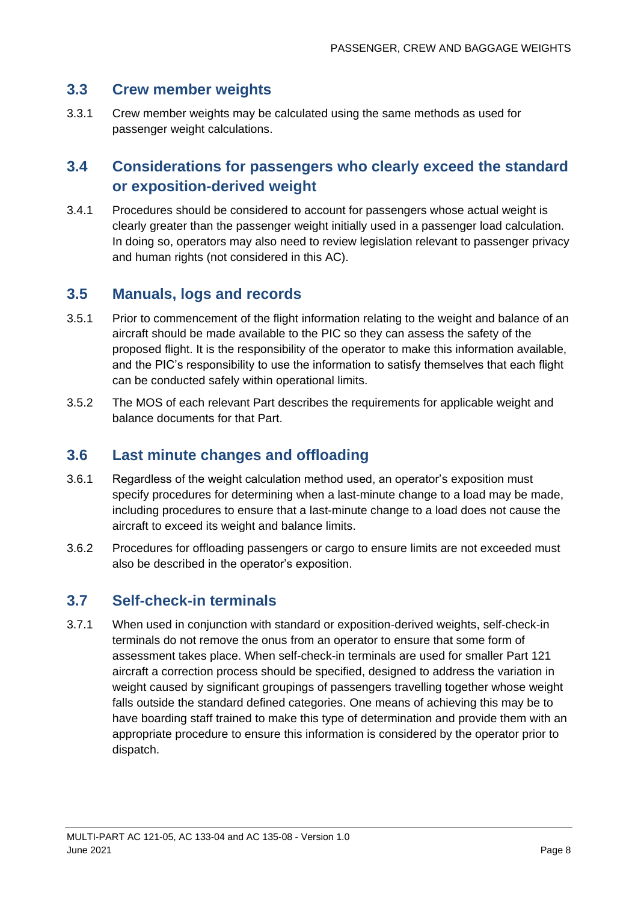## 3.3 Crew member weights

3.3.1 Crew member weights may be calculated using the same methods as used for passenger weight calculations.

## 3.4 Considerations for passengers who clearly exceed the standard or exposition-derived weight

3.4.1 Procedures should be considered to account for passengers whose actual weight is clearly greater than the passenger weight initially used in a passenger load calculation. In doing so, operators may also need to review legislation relevant to passenger privacy and human rights (not considered in this AC).

## 3.5 Manuals, logs and records

3.5.1 Prior to commencement of the flight information relating to the weight and balance of an aircraft should be made available to the PIC so they can assess the safety of the proposed flight. It is the responsibility of the operator to make this information available, and the PIC's responsibility to use the information to satisfy themselves that each flight can be conducted safely within operational limits.

3.5.2 The MOS of each relevant Part describes the requirements for applicable weight and balance documents for that Part.

## 3.6 Last minute changes and offloading

3.6.1 Regardless of the weight calculation method used, an operator's exposition must specify procedures for determining when a last-minute change to a load may be made, including procedures to ensure that a last-minute change to a load does not cause the aircraft to exceed its weight and balance limits.

3.6.2 Procedures for offloading passengers or cargo to ensure limits are not exceeded must also be described in the operator's exposition.

## 3.7 Self-check-in terminals

3.7.1 When used in conjunction with standard or exposition-derived weights, self-check-in terminals do not remove the onus from an operator to ensure that some form of assessment takes place. When self-check-in terminals are used for smaller Part 121 aircraft a correction process should be specified, designed to address the variation in weight caused by significant groupings of passengers travelling together whose weight falls outside the standard defined categories. One means of achieving this may be to have boarding staff trained to make this type of determination and provide them with an appropriate procedure to ensure this information is considered by the operator prior to dispatch.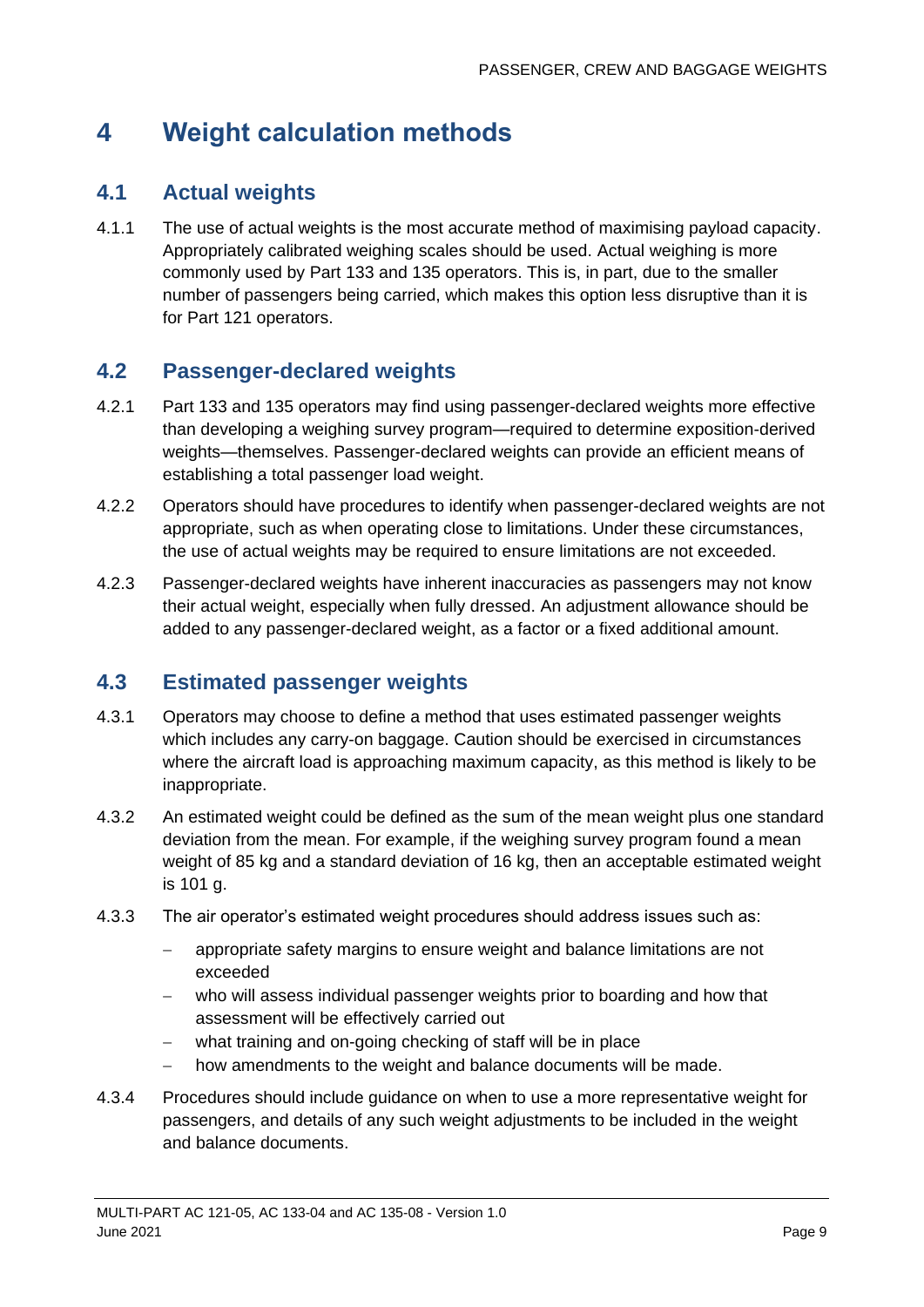# 4 Weight calculation methods

## 4.1 Actual weights

4.1.1 The use of actual weights is the most accurate method of maximising payload capacity. Appropriately calibrated weighing scales should be used. Actual weighing is more commonly used by Part 133 and 135 operators. This is, in part, due to the smaller number of passengers being carried, which makes this option less disruptive than it is for Part 121 operators.

## 4.2 Passenger-declared weights

4.2.1 Part 133 and 135 operators may find using passenger-declared weights more effective than developing a weighing survey program—required to determine exposition-derived weights—themselves. Passenger-declared weights can provide an efficient means of establishing a total passenger load weight.

4.2.2 Operators should have procedures to identify when passenger-declared weights are not appropriate, such as when operating close to limitations. Under these circumstances, the use of actual weights may be required to ensure limitations are not exceeded.

4.2.3 Passenger-declared weights have inherent inaccuracies as passengers may not know their actual weight, especially when fully dressed. An adjustment allowance should be added to any passenger-declared weight, as a factor or a fixed additional amount.

## 4.3 Estimated passenger weights

4.3.1 Operators may choose to define a method that uses estimated passenger weights which includes any carry-on baggage. Caution should be exercised in circumstances where the aircraft load is approaching maximum capacity, as this method is likely to be inappropriate.

4.3.2 An estimated weight could be defined as the sum of the mean weight plus one standard deviation from the mean. For example, if the weighing survey program found a mean weight of 85 kg and a standard deviation of 16 kg, then an acceptable estimated weight is 101 g.

4.3.3 The air operator's estimated weight procedures should address issues such as:

- appropriate safety margins to ensure weight and balance limitations are not exceeded
- who will assess individual passenger weights prior to boarding and how that assessment will be effectively carried out
- what training and on-going checking of staff will be in place
- how amendments to the weight and balance documents will be made.

4.3.4 Procedures should include guidance on when to use a more representative weight for passengers, and details of any such weight adjustments to be included in the weight and balance documents.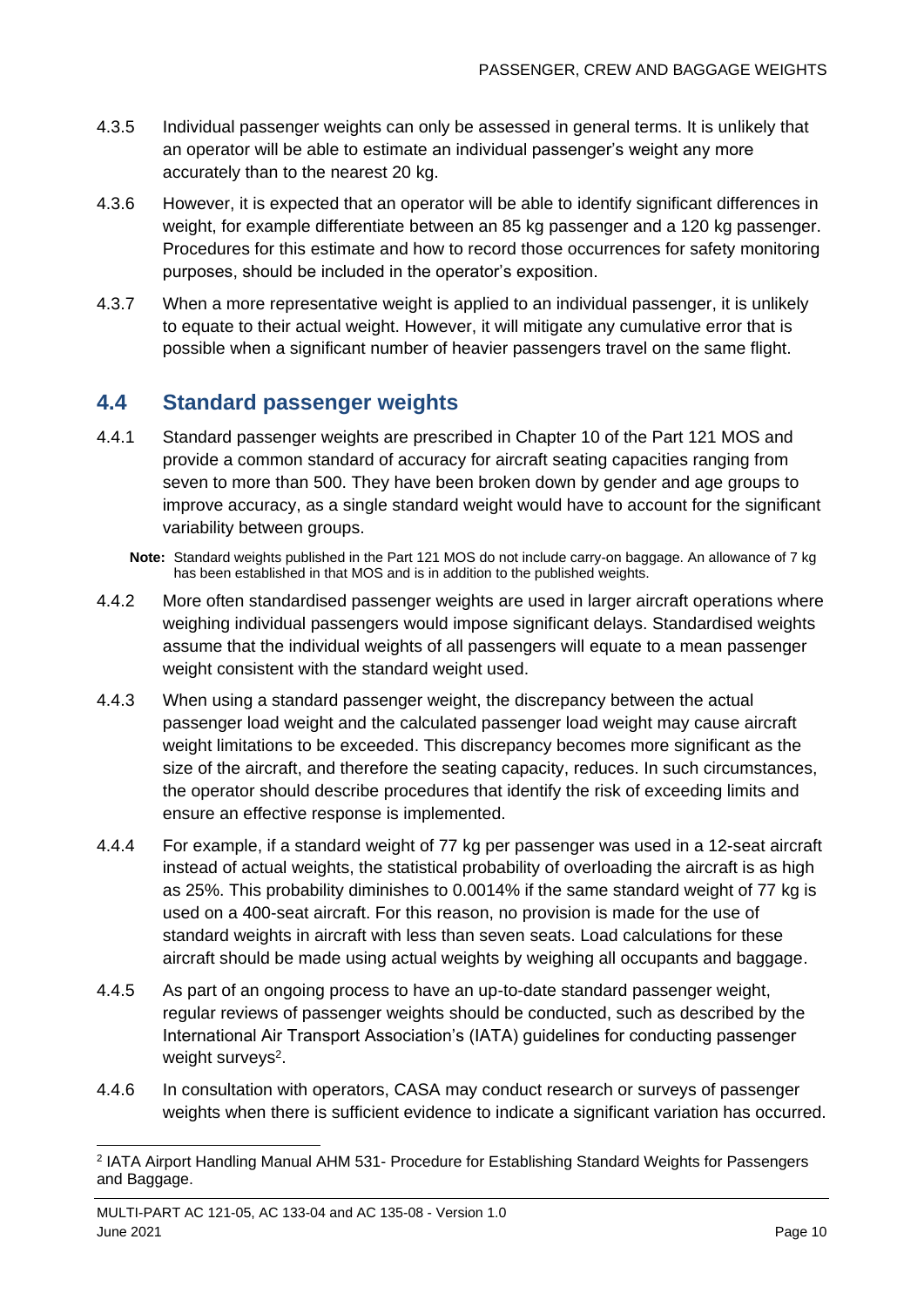4.3.5 Individual passenger weights can only be assessed in general terms. It is unlikely that an operator will be able to estimate an individual passenger's weight any more accurately than to the nearest 20 kg.

4.3.6 However, it is expected that an operator will be able to identify significant differences in weight, for example differentiate between an 85 kg passenger and a 120 kg passenger. Procedures for this estimate and how to record those occurrences for safety monitoring purposes, should be included in the operator's exposition.

4.3.7 When a more representative weight is applied to an individual passenger, it is unlikely to equate to their actual weight. However, it will mitigate any cumulative error that is possible when a significant number of heavier passengers travel on the same flight.

## 4.4 Standard passenger weights

4.4.1 Standard passenger weights are prescribed in Chapter 10 of the Part 121 MOS and provide a common standard of accuracy for aircraft seating capacities ranging from seven to more than 500. They have been broken down by gender and age groups to improve accuracy, as a single standard weight would have to account for the significant variability between groups.

**Note:** Standard weights published in the Part 121 MOS do not include carry-on baggage. An allowance of 7 kg has been established in that MOS and is in addition to the published weights.

4.4.2 More often standardised passenger weights are used in larger aircraft operations where weighing individual passengers would impose significant delays. Standardised weights assume that the individual weights of all passengers will equate to a mean passenger weight consistent with the standard weight used.

4.4.3 When using a standard passenger weight, the discrepancy between the actual passenger load weight and the calculated passenger load weight may cause aircraft weight limitations to be exceeded. This discrepancy becomes more significant as the size of the aircraft, and therefore the seating capacity, reduces. In such circumstances, the operator should describe procedures that identify the risk of exceeding limits and ensure an effective response is implemented.

4.4.4 For example, if a standard weight of 77 kg per passenger was used in a 12-seat aircraft instead of actual weights, the statistical probability of overloading the aircraft is as high as 25%. This probability diminishes to 0.0014% if the same standard weight of 77 kg is used on a 400-seat aircraft. For this reason, no provision is made for the use of standard weights in aircraft with less than seven seats. Load calculations for these aircraft should be made using actual weights by weighing all occupants and baggage.

4.4.5 As part of an ongoing process to have an up-to-date standard passenger weight, regular reviews of passenger weights should be conducted, such as described by the International Air Transport Association's (IATA) guidelines for conducting passenger weight surveys[2].

4.4.6 In consultation with operators, CASA may conduct research or surveys of passenger weights when there is sufficient evidence to indicate a significant variation has occurred.

[2] IATA Airport Handling Manual AHM 531- Procedure for Establishing Standard Weights for Passengers and Baggage.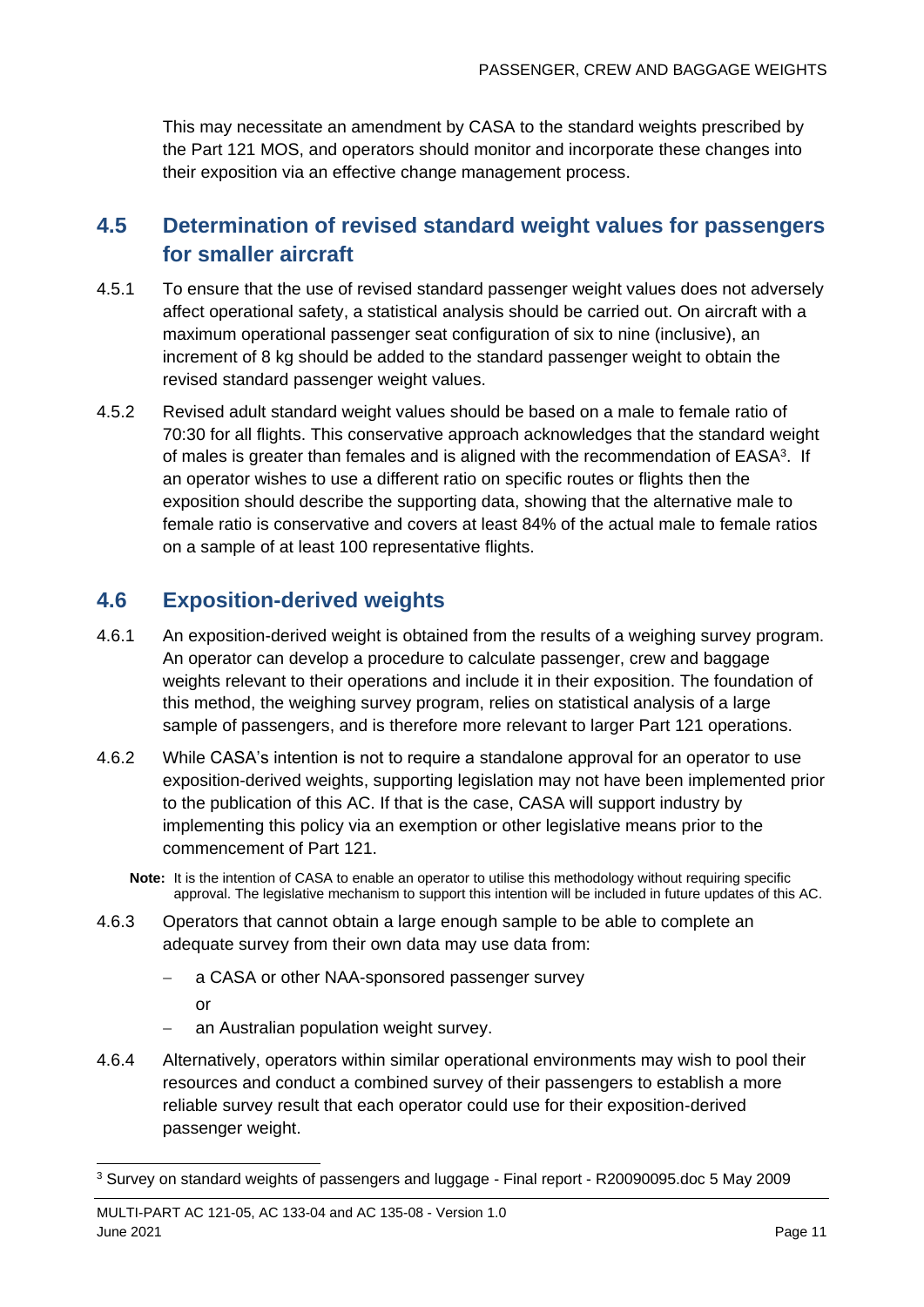This may necessitate an amendment by CASA to the standard weights prescribed by the Part 121 MOS, and operators should monitor and incorporate these changes into their exposition via an effective change management process.

## 4.5 Determination of revised standard weight values for passengers for smaller aircraft

4.5.1 To ensure that the use of revised standard passenger weight values does not adversely affect operational safety, a statistical analysis should be carried out. On aircraft with a maximum operational passenger seat configuration of six to nine (inclusive), an increment of 8 kg should be added to the standard passenger weight to obtain the revised standard passenger weight values.

4.5.2 Revised adult standard weight values should be based on a male to female ratio of 70:30 for all flights. This conservative approach acknowledges that the standard weight of males is greater than females and is aligned with the recommendation of EASA[3]. If an operator wishes to use a different ratio on specific routes or flights then the exposition should describe the supporting data, showing that the alternative male to female ratio is conservative and covers at least 84% of the actual male to female ratios on a sample of at least 100 representative flights.

## 4.6 Exposition-derived weights

4.6.1 An exposition-derived weight is obtained from the results of a weighing survey program. An operator can develop a procedure to calculate passenger, crew and baggage weights relevant to their operations and include it in their exposition. The foundation of this method, the weighing survey program, relies on statistical analysis of a large sample of passengers, and is therefore more relevant to larger Part 121 operations.

4.6.2 While CASA's intention is not to require a standalone approval for an operator to use exposition-derived weights, supporting legislation may not have been implemented prior to the publication of this AC. If that is the case, CASA will support industry by implementing this policy via an exemption or other legislative means prior to the commencement of Part 121.

**Note:** It is the intention of CASA to enable an operator to utilise this methodology without requiring specific approval. The legislative mechanism to support this intention will be included in future updates of this AC.

4.6.3 Operators that cannot obtain a large enough sample to be able to complete an adequate survey from their own data may use data from:

- a CASA or other NAA-sponsored passenger survey

  or

- an Australian population weight survey.

4.6.4 Alternatively, operators within similar operational environments may wish to pool their resources and conduct a combined survey of their passengers to establish a more reliable survey result that each operator could use for their exposition-derived passenger weight.

---

[3] Survey on standard weights of passengers and luggage - Final report - R20090095.doc 5 May 2009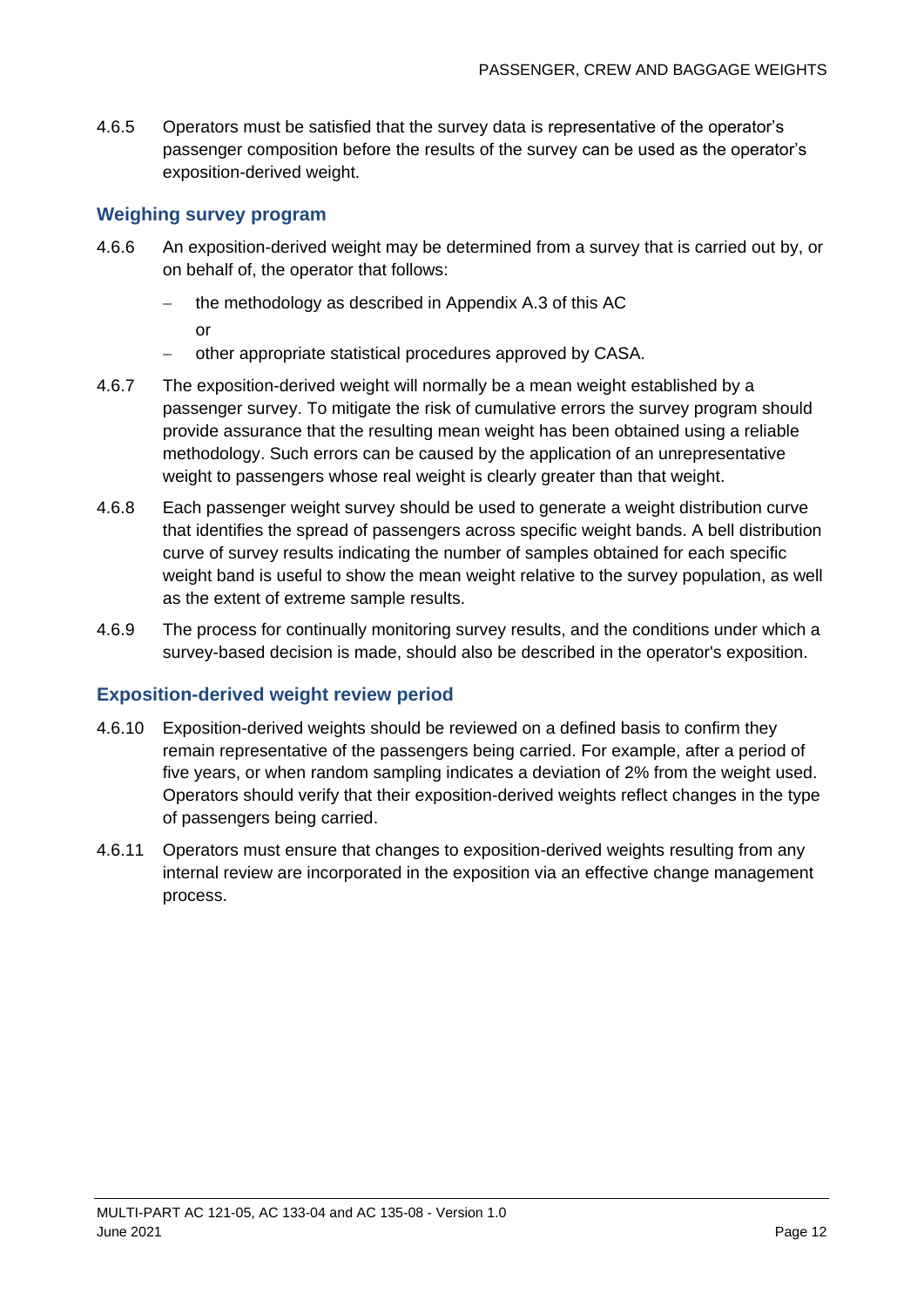4.6.5 Operators must be satisfied that the survey data is representative of the operator's passenger composition before the results of the survey can be used as the operator's exposition-derived weight.

### Weighing survey program

4.6.6 An exposition-derived weight may be determined from a survey that is carried out by, or on behalf of, the operator that follows:

- the methodology as described in Appendix A.3 of this AC

  or

- other appropriate statistical procedures approved by CASA.

4.6.7 The exposition-derived weight will normally be a mean weight established by a passenger survey. To mitigate the risk of cumulative errors the survey program should provide assurance that the resulting mean weight has been obtained using a reliable methodology. Such errors can be caused by the application of an unrepresentative weight to passengers whose real weight is clearly greater than that weight.

4.6.8 Each passenger weight survey should be used to generate a weight distribution curve that identifies the spread of passengers across specific weight bands. A bell distribution curve of survey results indicating the number of samples obtained for each specific weight band is useful to show the mean weight relative to the survey population, as well as the extent of extreme sample results.

4.6.9 The process for continually monitoring survey results, and the conditions under which a survey-based decision is made, should also be described in the operator's exposition.

### Exposition-derived weight review period

4.6.10 Exposition-derived weights should be reviewed on a defined basis to confirm they remain representative of the passengers being carried. For example, after a period of five years, or when random sampling indicates a deviation of 2% from the weight used. Operators should verify that their exposition-derived weights reflect changes in the type of passengers being carried.

4.6.11 Operators must ensure that changes to exposition-derived weights resulting from any internal review are incorporated in the exposition via an effective change management process.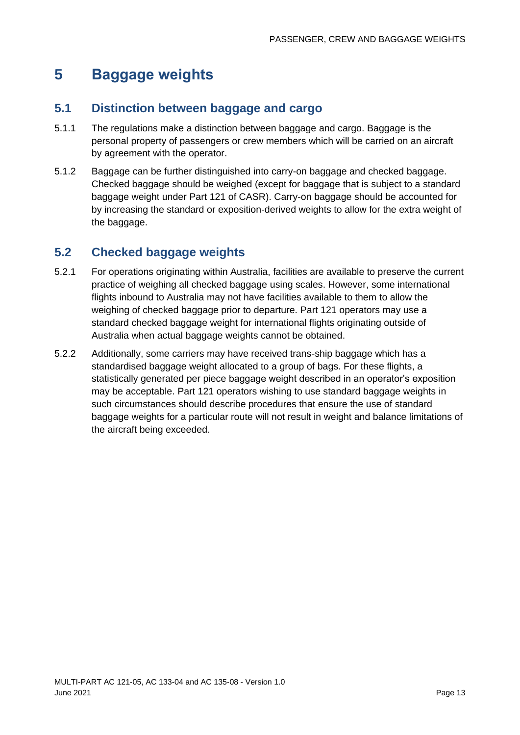# 5 Baggage weights

## 5.1 Distinction between baggage and cargo

5.1.1 The regulations make a distinction between baggage and cargo. Baggage is the personal property of passengers or crew members which will be carried on an aircraft by agreement with the operator.

5.1.2 Baggage can be further distinguished into carry-on baggage and checked baggage. Checked baggage should be weighed (except for baggage that is subject to a standard baggage weight under Part 121 of CASR). Carry-on baggage should be accounted for by increasing the standard or exposition-derived weights to allow for the extra weight of the baggage.

## 5.2 Checked baggage weights

5.2.1 For operations originating within Australia, facilities are available to preserve the current practice of weighing all checked baggage using scales. However, some international flights inbound to Australia may not have facilities available to them to allow the weighing of checked baggage prior to departure. Part 121 operators may use a standard checked baggage weight for international flights originating outside of Australia when actual baggage weights cannot be obtained.

5.2.2 Additionally, some carriers may have received trans-ship baggage which has a standardised baggage weight allocated to a group of bags. For these flights, a statistically generated per piece baggage weight described in an operator's exposition may be acceptable. Part 121 operators wishing to use standard baggage weights in such circumstances should describe procedures that ensure the use of standard baggage weights for a particular route will not result in weight and balance limitations of the aircraft being exceeded.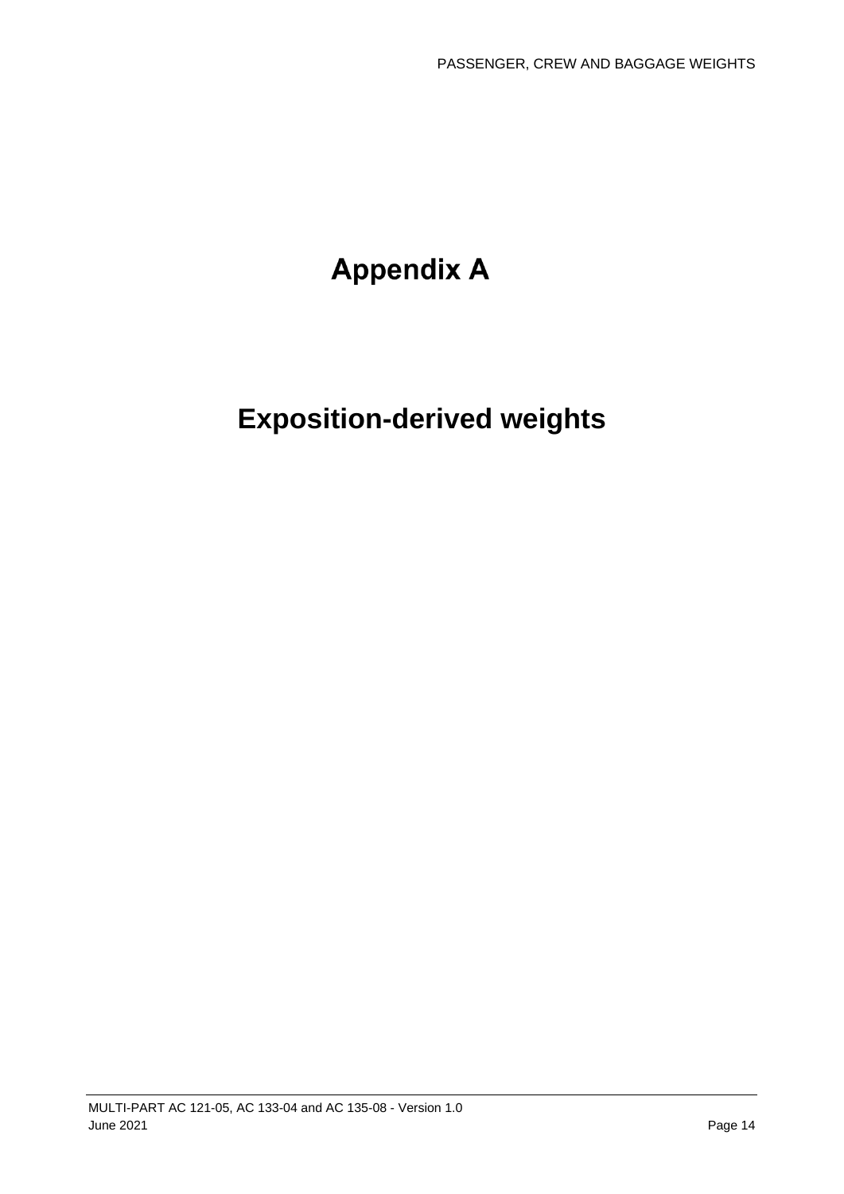# Appendix A

# Exposition-derived weights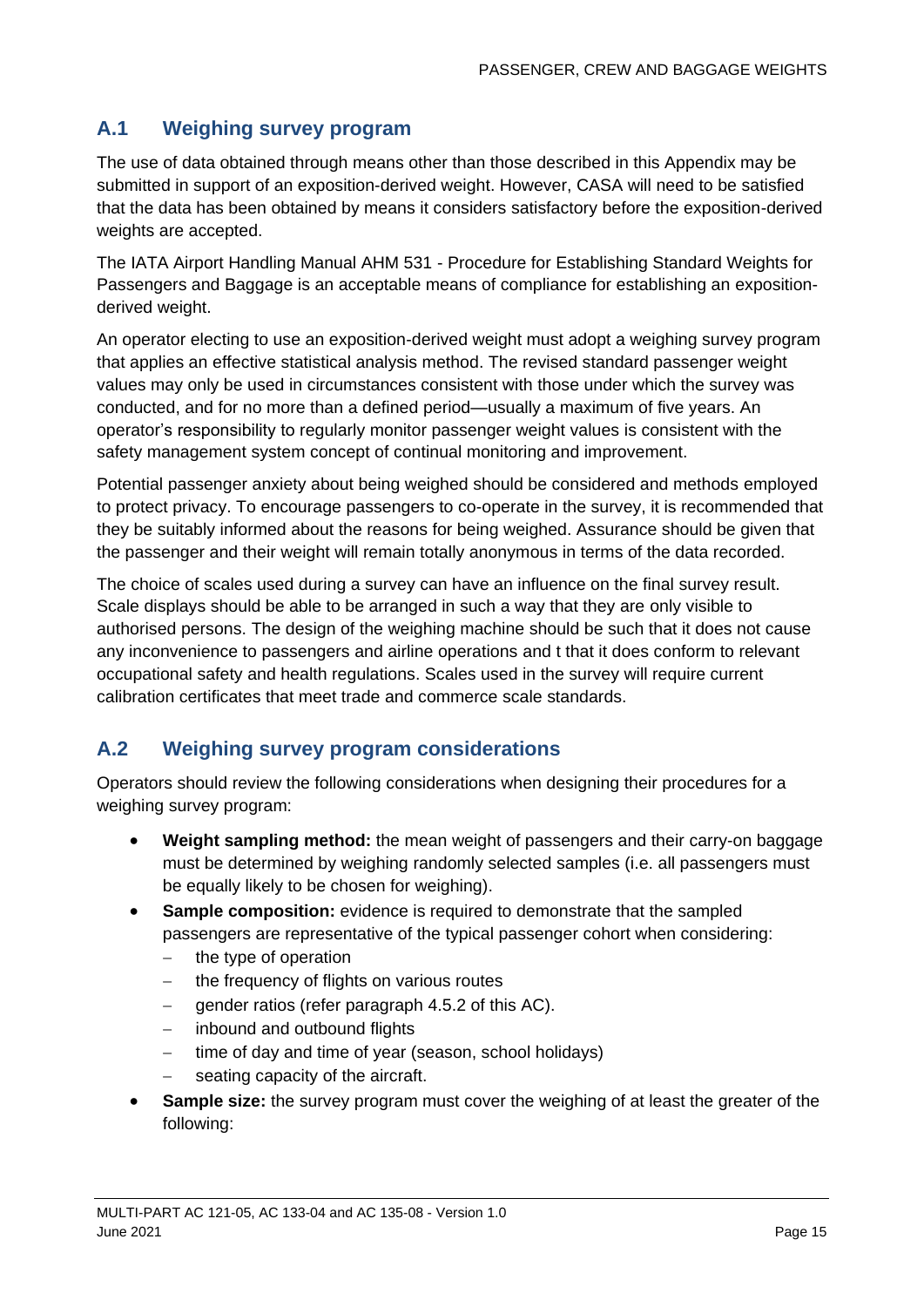## A.1 Weighing survey program

The use of data obtained through means other than those described in this Appendix may be submitted in support of an exposition-derived weight. However, CASA will need to be satisfied that the data has been obtained by means it considers satisfactory before the exposition-derived weights are accepted.

The IATA Airport Handling Manual AHM 531 - Procedure for Establishing Standard Weights for Passengers and Baggage is an acceptable means of compliance for establishing an exposition-derived weight.

An operator electing to use an exposition-derived weight must adopt a weighing survey program that applies an effective statistical analysis method. The revised standard passenger weight values may only be used in circumstances consistent with those under which the survey was conducted, and for no more than a defined period—usually a maximum of five years. An operator's responsibility to regularly monitor passenger weight values is consistent with the safety management system concept of continual monitoring and improvement.

Potential passenger anxiety about being weighed should be considered and methods employed to protect privacy. To encourage passengers to co-operate in the survey, it is recommended that they be suitably informed about the reasons for being weighed. Assurance should be given that the passenger and their weight will remain totally anonymous in terms of the data recorded.

The choice of scales used during a survey can have an influence on the final survey result. Scale displays should be able to be arranged in such a way that they are only visible to authorised persons. The design of the weighing machine should be such that it does not cause any inconvenience to passengers and airline operations and t that it does conform to relevant occupational safety and health regulations. Scales used in the survey will require current calibration certificates that meet trade and commerce scale standards.

## A.2 Weighing survey program considerations

Operators should review the following considerations when designing their procedures for a weighing survey program:

- **Weight sampling method:** the mean weight of passengers and their carry-on baggage must be determined by weighing randomly selected samples (i.e. all passengers must be equally likely to be chosen for weighing).
- **Sample composition:** evidence is required to demonstrate that the sampled passengers are representative of the typical passenger cohort when considering:
  - the type of operation
  - the frequency of flights on various routes
  - gender ratios (refer paragraph 4.5.2 of this AC).
  - inbound and outbound flights
  - time of day and time of year (season, school holidays)
  - seating capacity of the aircraft.
- **Sample size:** the survey program must cover the weighing of at least the greater of the following: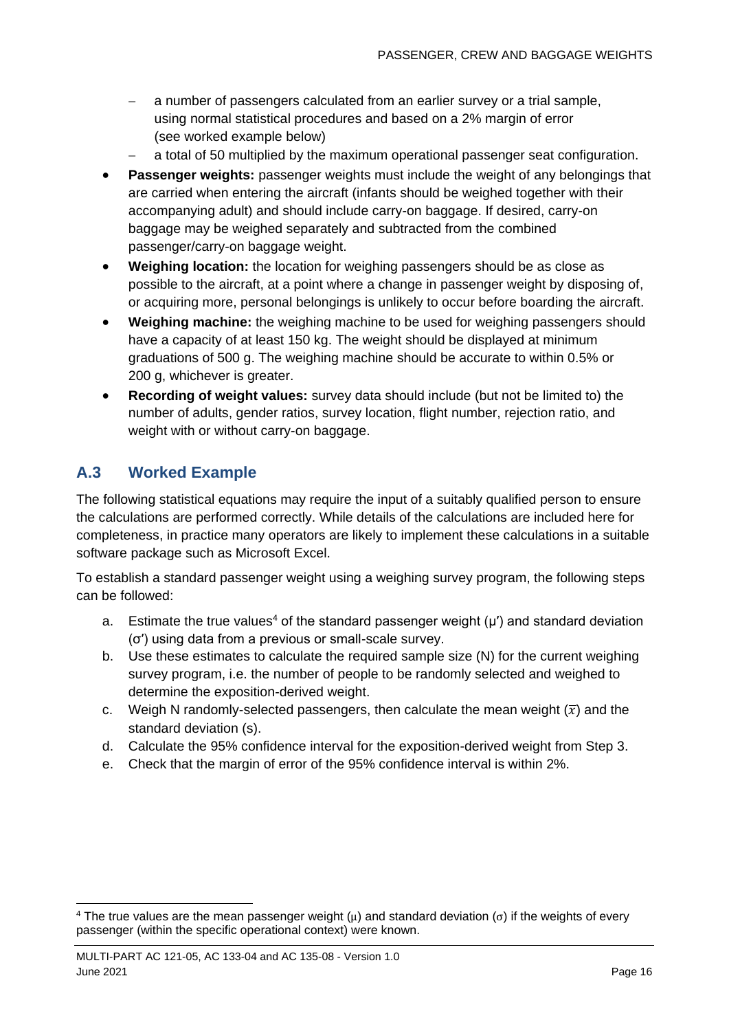- a number of passengers calculated from an earlier survey or a trial sample, using normal statistical procedures and based on a 2% margin of error (see worked example below)
  - a total of 50 multiplied by the maximum operational passenger seat configuration.
- **Passenger weights:** passenger weights must include the weight of any belongings that are carried when entering the aircraft (infants should be weighed together with their accompanying adult) and should include carry-on baggage. If desired, carry-on baggage may be weighed separately and subtracted from the combined passenger/carry-on baggage weight.
- **Weighing location:** the location for weighing passengers should be as close as possible to the aircraft, at a point where a change in passenger weight by disposing of, or acquiring more, personal belongings is unlikely to occur before boarding the aircraft.
- **Weighing machine:** the weighing machine to be used for weighing passengers should have a capacity of at least 150 kg. The weight should be displayed at minimum graduations of 500 g. The weighing machine should be accurate to within 0.5% or 200 g, whichever is greater.
- **Recording of weight values:** survey data should include (but not be limited to) the number of adults, gender ratios, survey location, flight number, rejection ratio, and weight with or without carry-on baggage.

## A.3 Worked Example

The following statistical equations may require the input of a suitably qualified person to ensure the calculations are performed correctly. While details of the calculations are included here for completeness, in practice many operators are likely to implement these calculations in a suitable software package such as Microsoft Excel.

To establish a standard passenger weight using a weighing survey program, the following steps can be followed:

a. Estimate the true values[4] of the standard passenger weight ($\mu'$) and standard deviation ($\sigma'$) using data from a previous or small-scale survey.

b. Use these estimates to calculate the required sample size (N) for the current weighing survey program, i.e. the number of people to be randomly selected and weighed to determine the exposition-derived weight.

c. Weigh N randomly-selected passengers, then calculate the mean weight ($\bar{x}$) and the standard deviation (s).

d. Calculate the 95% confidence interval for the exposition-derived weight from Step 3.

e. Check that the margin of error of the 95% confidence interval is within 2%.

[4] The true values are the mean passenger weight ($\mu$) and standard deviation ($\sigma$) if the weights of every passenger (within the specific operational context) were known.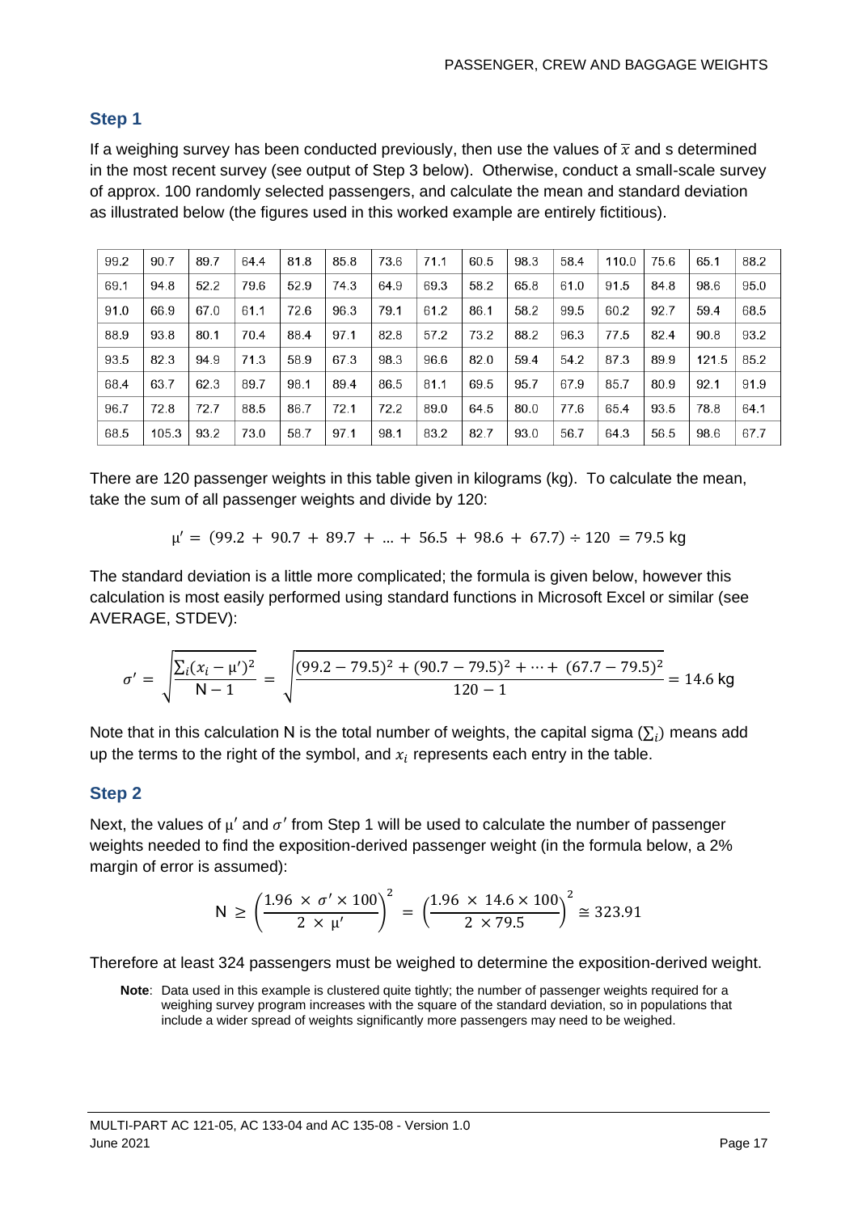## Step 1

If a weighing survey has been conducted previously, then use the values of $\bar{x}$ and s determined in the most recent survey (see output of Step 3 below). Otherwise, conduct a small-scale survey of approx. 100 randomly selected passengers, and calculate the mean and standard deviation as illustrated below (the figures used in this worked example are entirely fictitious).

| | | | | | | | | | | | | | | |
|---|---|---|---|---|---|---|---|---|---|---|---|---|---|---|
| 99.2 | 90.7 | 89.7 | 64.4 | 81.8 | 85.8 | 73.6 | 71.1 | 60.5 | 98.3 | 58.4 | 110.0 | 75.6 | 65.1 | 88.2 |
| 69.1 | 94.8 | 52.2 | 79.6 | 52.9 | 74.3 | 64.9 | 69.3 | 58.2 | 65.8 | 61.0 | 91.5 | 84.8 | 98.6 | 95.0 |
| 91.0 | 66.9 | 67.0 | 61.1 | 72.6 | 96.3 | 79.1 | 61.2 | 86.1 | 58.2 | 99.5 | 60.2 | 92.7 | 59.4 | 68.5 |
| 88.9 | 93.8 | 80.1 | 70.4 | 88.4 | 97.1 | 82.8 | 57.2 | 73.2 | 88.2 | 96.3 | 77.5 | 82.4 | 90.8 | 93.2 |
| 93.5 | 82.3 | 94.9 | 71.3 | 58.9 | 67.3 | 98.3 | 96.6 | 82.0 | 59.4 | 54.2 | 87.3 | 89.9 | 121.5 | 85.2 |
| 68.4 | 63.7 | 62.3 | 89.7 | 98.1 | 89.4 | 86.5 | 81.1 | 69.5 | 95.7 | 67.9 | 85.7 | 80.9 | 92.1 | 91.9 |
| 96.7 | 72.8 | 72.7 | 88.5 | 86.7 | 72.1 | 72.2 | 89.0 | 64.5 | 80.0 | 77.6 | 65.4 | 93.5 | 78.8 | 64.1 |
| 68.5 | 105.3 | 93.2 | 73.0 | 58.7 | 97.1 | 98.1 | 83.2 | 82.7 | 93.0 | 56.7 | 64.3 | 56.5 | 98.6 | 67.7 |

There are 120 passenger weights in this table given in kilograms (kg). To calculate the mean, take the sum of all passenger weights and divide by 120:

$$\mu' = (99.2 + 90.7 + 89.7 + \ldots + 56.5 + 98.6 + 67.7) \div 120 = 79.5 \text{ kg}$$

The standard deviation is a little more complicated; the formula is given below, however this calculation is most easily performed using standard functions in Microsoft Excel or similar (see AVERAGE, STDEV):

$$\sigma' = \sqrt{\frac{\sum_i (x_i - \mu')^2}{\mathrm{N} - 1}} = \sqrt{\frac{(99.2 - 79.5)^2 + (90.7 - 79.5)^2 + \cdots + (67.7 - 79.5)^2}{120 - 1}} = 14.6 \text{ kg}$$

Note that in this calculation N is the total number of weights, the capital sigma ($\sum_i$) means add up the terms to the right of the symbol, and $x_i$ represents each entry in the table.

## Step 2

Next, the values of $\mu'$ and $\sigma'$ from Step 1 will be used to calculate the number of passenger weights needed to find the exposition-derived passenger weight (in the formula below, a 2% margin of error is assumed):

$$\mathrm{N} \geq \left(\frac{1.96 \times \sigma' \times 100}{2 \times \mu'}\right)^2 = \left(\frac{1.96 \times 14.6 \times 100}{2 \times 79.5}\right)^2 \cong 323.91$$

Therefore at least 324 passengers must be weighed to determine the exposition-derived weight.

**Note**: Data used in this example is clustered quite tightly; the number of passenger weights required for a weighing survey program increases with the square of the standard deviation, so in populations that include a wider spread of weights significantly more passengers may need to be weighed.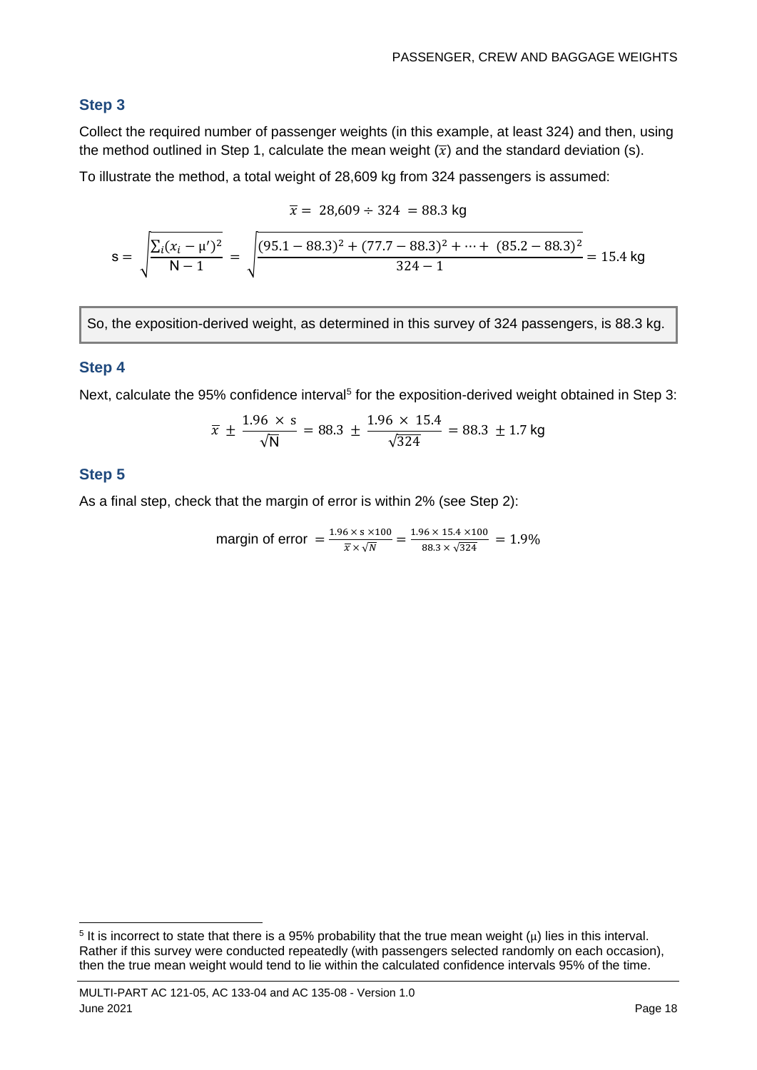### Step 3

Collect the required number of passenger weights (in this example, at least 324) and then, using the method outlined in Step 1, calculate the mean weight ($\overline{x}$) and the standard deviation (s).

To illustrate the method, a total weight of 28,609 kg from 324 passengers is assumed:

$$\overline{x} = 28{,}609 \div 324 = 88.3 \text{ kg}$$

$$\mathrm{s} = \sqrt{\frac{\sum_i (x_i - \mu')^2}{\mathrm{N} - 1}} = \sqrt{\frac{(95.1 - 88.3)^2 + (77.7 - 88.3)^2 + \cdots + (85.2 - 88.3)^2}{324 - 1}} = 15.4 \text{ kg}$$

So, the exposition-derived weight, as determined in this survey of 324 passengers, is 88.3 kg.

### Step 4

Next, calculate the 95% confidence interval[5] for the exposition-derived weight obtained in Step 3:

$$\overline{x} \pm \frac{1.96 \times \mathrm{s}}{\sqrt{\mathrm{N}}} = 88.3 \pm \frac{1.96 \times 15.4}{\sqrt{324}} = 88.3 \pm 1.7 \text{ kg}$$

### Step 5

As a final step, check that the margin of error is within 2% (see Step 2):

$$\text{margin of error } = \frac{1.96 \times \mathrm{s} \times 100}{\overline{x} \times \sqrt{N}} = \frac{1.96 \times 15.4 \times 100}{88.3 \times \sqrt{324}} = 1.9\%$$

[5] It is incorrect to state that there is a 95% probability that the true mean weight (μ) lies in this interval. Rather if this survey were conducted repeatedly (with passengers selected randomly on each occasion), then the true mean weight would tend to lie within the calculated confidence intervals 95% of the time.